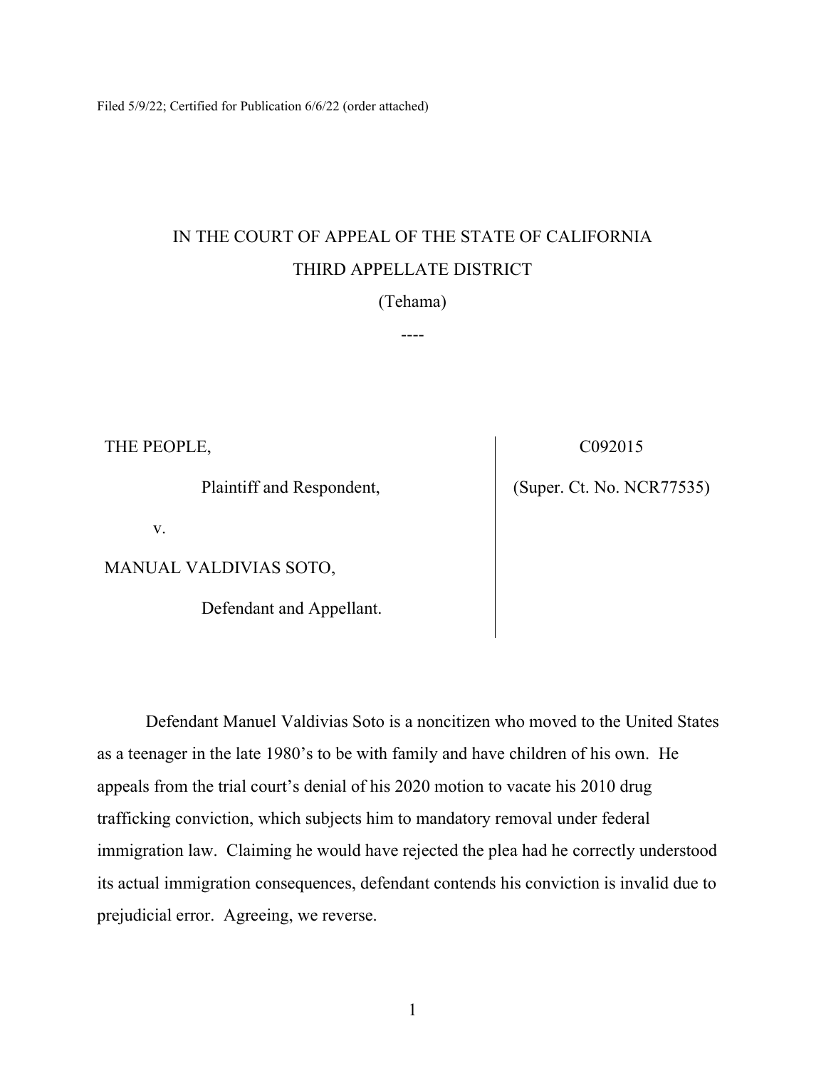Filed 5/9/22; Certified for Publication 6/6/22 (order attached)

# IN THE COURT OF APPEAL OF THE STATE OF CALIFORNIA

## THIRD APPELLATE DISTRICT

(Tehama)

----

| | |
|---|---|
| THE PEOPLE,<br><br>Plaintiff and Respondent,<br><br>v.<br><br>MANUAL VALDIVIAS SOTO,<br><br>Defendant and Appellant. | C092015<br><br>(Super. Ct. No. NCR77535) |

Defendant Manuel Valdivias Soto is a noncitizen who moved to the United States as a teenager in the late 1980's to be with family and have children of his own. He appeals from the trial court's denial of his 2020 motion to vacate his 2010 drug trafficking conviction, which subjects him to mandatory removal under federal immigration law. Claiming he would have rejected the plea had he correctly understood its actual immigration consequences, defendant contends his conviction is invalid due to prejudicial error. Agreeing, we reverse.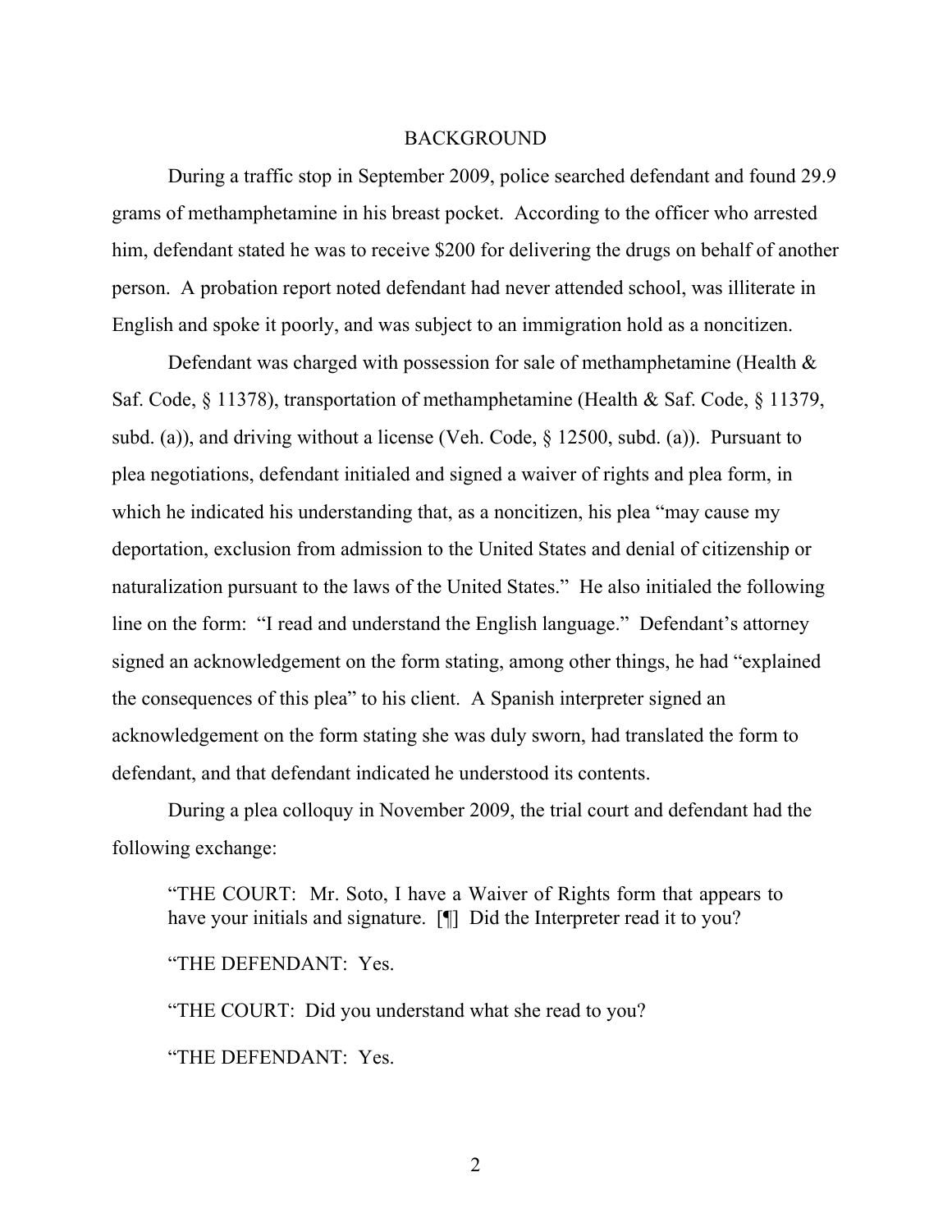## BACKGROUND

During a traffic stop in September 2009, police searched defendant and found 29.9 grams of methamphetamine in his breast pocket. According to the officer who arrested him, defendant stated he was to receive $200 for delivering the drugs on behalf of another person. A probation report noted defendant had never attended school, was illiterate in English and spoke it poorly, and was subject to an immigration hold as a noncitizen.

Defendant was charged with possession for sale of methamphetamine (Health & Saf. Code, § 11378), transportation of methamphetamine (Health & Saf. Code, § 11379, subd. (a)), and driving without a license (Veh. Code, § 12500, subd. (a)). Pursuant to plea negotiations, defendant initialed and signed a waiver of rights and plea form, in which he indicated his understanding that, as a noncitizen, his plea "may cause my deportation, exclusion from admission to the United States and denial of citizenship or naturalization pursuant to the laws of the United States." He also initialed the following line on the form: "I read and understand the English language." Defendant's attorney signed an acknowledgement on the form stating, among other things, he had "explained the consequences of this plea" to his client. A Spanish interpreter signed an acknowledgement on the form stating she was duly sworn, had translated the form to defendant, and that defendant indicated he understood its contents.

During a plea colloquy in November 2009, the trial court and defendant had the following exchange:

> "THE COURT: Mr. Soto, I have a Waiver of Rights form that appears to have your initials and signature. [¶] Did the Interpreter read it to you?
>
> "THE DEFENDANT: Yes.
>
> "THE COURT: Did you understand what she read to you?
>
> "THE DEFENDANT: Yes.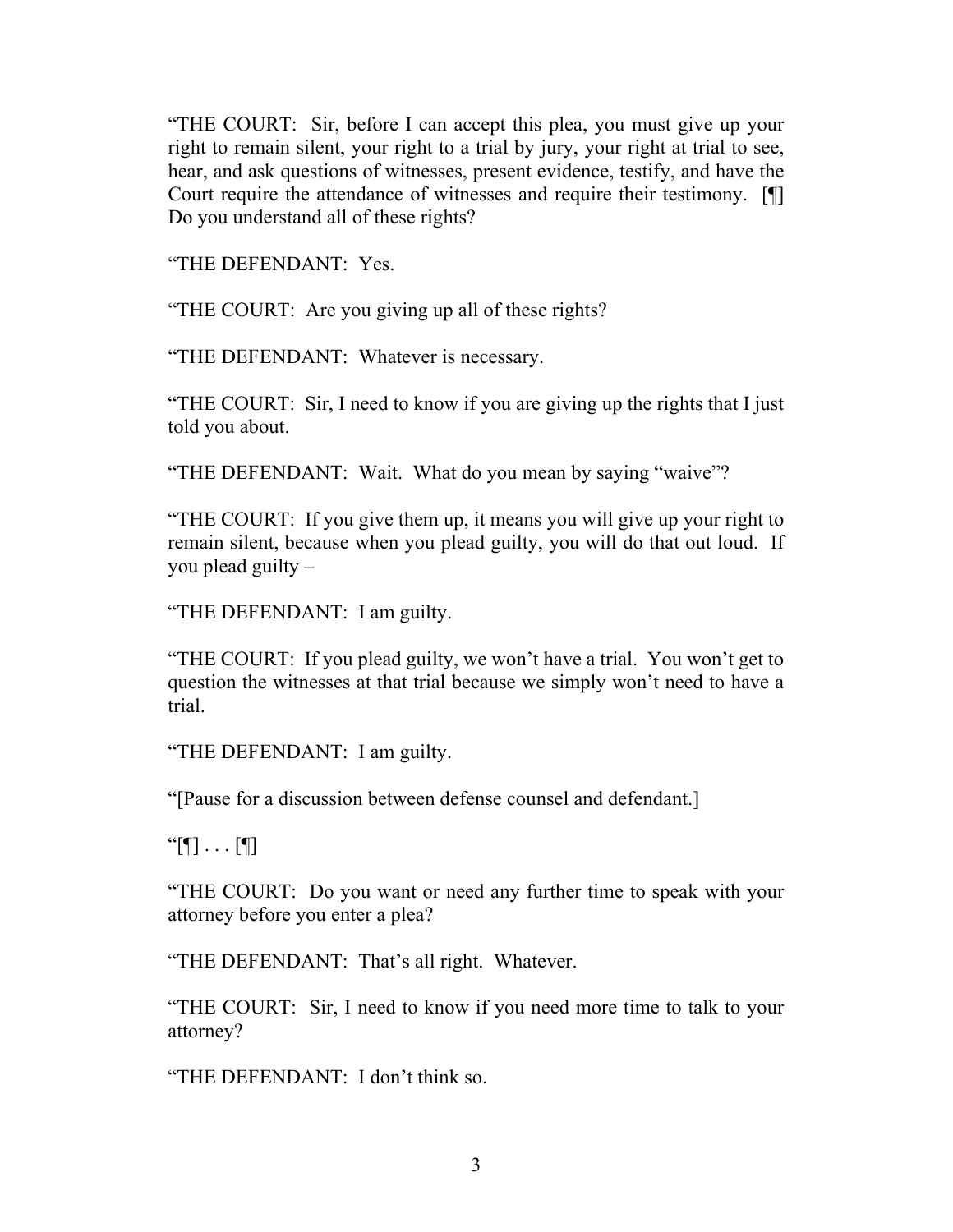"THE COURT: Sir, before I can accept this plea, you must give up your right to remain silent, your right to a trial by jury, your right at trial to see, hear, and ask questions of witnesses, present evidence, testify, and have the Court require the attendance of witnesses and require their testimony. [¶] Do you understand all of these rights?

"THE DEFENDANT: Yes.

"THE COURT: Are you giving up all of these rights?

"THE DEFENDANT: Whatever is necessary.

"THE COURT: Sir, I need to know if you are giving up the rights that I just told you about.

"THE DEFENDANT: Wait. What do you mean by saying "waive"?

"THE COURT: If you give them up, it means you will give up your right to remain silent, because when you plead guilty, you will do that out loud. If you plead guilty –

"THE DEFENDANT: I am guilty.

"THE COURT: If you plead guilty, we won't have a trial. You won't get to question the witnesses at that trial because we simply won't need to have a trial.

"THE DEFENDANT: I am guilty.

"[Pause for a discussion between defense counsel and defendant.]

"[¶] . . . [¶]

"THE COURT: Do you want or need any further time to speak with your attorney before you enter a plea?

"THE DEFENDANT: That's all right. Whatever.

"THE COURT: Sir, I need to know if you need more time to talk to your attorney?

"THE DEFENDANT: I don't think so.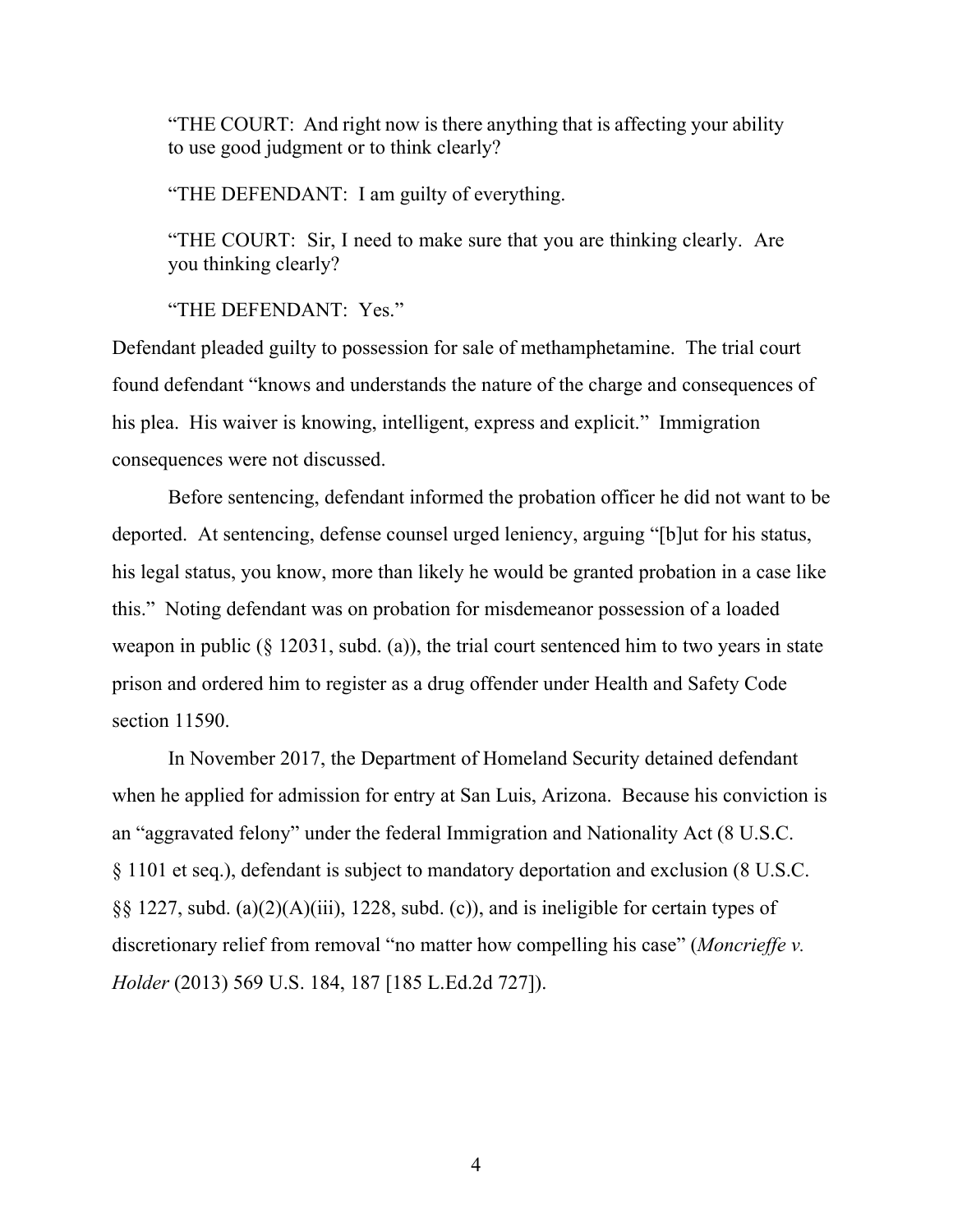> "THE COURT: And right now is there anything that is affecting your ability to use good judgment or to think clearly?
>
> "THE DEFENDANT: I am guilty of everything.
>
> "THE COURT: Sir, I need to make sure that you are thinking clearly. Are you thinking clearly?
>
> "THE DEFENDANT: Yes."

Defendant pleaded guilty to possession for sale of methamphetamine. The trial court found defendant "knows and understands the nature of the charge and consequences of his plea. His waiver is knowing, intelligent, express and explicit." Immigration consequences were not discussed.

Before sentencing, defendant informed the probation officer he did not want to be deported. At sentencing, defense counsel urged leniency, arguing "[b]ut for his status, his legal status, you know, more than likely he would be granted probation in a case like this." Noting defendant was on probation for misdemeanor possession of a loaded weapon in public (§ 12031, subd. (a)), the trial court sentenced him to two years in state prison and ordered him to register as a drug offender under Health and Safety Code section 11590.

In November 2017, the Department of Homeland Security detained defendant when he applied for admission for entry at San Luis, Arizona. Because his conviction is an "aggravated felony" under the federal Immigration and Nationality Act (8 U.S.C. § 1101 et seq.), defendant is subject to mandatory deportation and exclusion (8 U.S.C. §§ 1227, subd. (a)(2)(A)(iii), 1228, subd. (c)), and is ineligible for certain types of discretionary relief from removal "no matter how compelling his case" (*Moncrieffe v. Holder* (2013) 569 U.S. 184, 187 [185 L.Ed.2d 727]).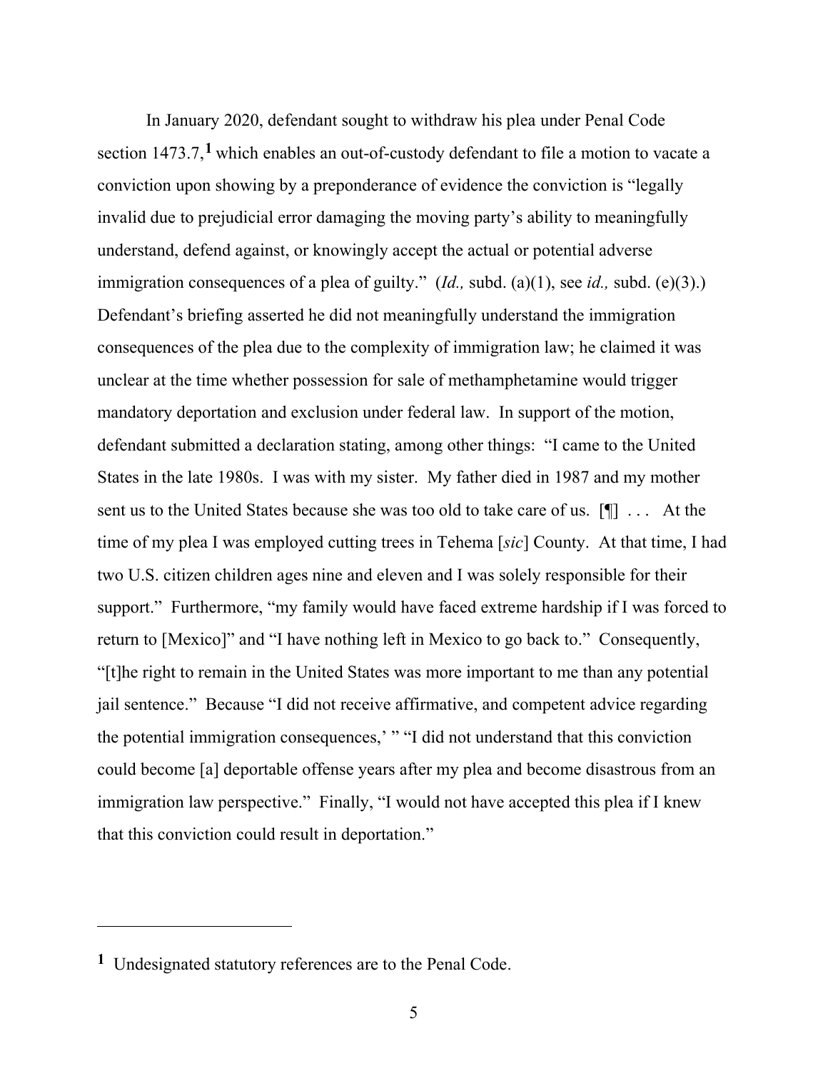In January 2020, defendant sought to withdraw his plea under Penal Code section 1473.7,[1] which enables an out-of-custody defendant to file a motion to vacate a conviction upon showing by a preponderance of evidence the conviction is "legally invalid due to prejudicial error damaging the moving party's ability to meaningfully understand, defend against, or knowingly accept the actual or potential adverse immigration consequences of a plea of guilty." (*Id.,* subd. (a)(1), see *id.,* subd. (e)(3).) Defendant's briefing asserted he did not meaningfully understand the immigration consequences of the plea due to the complexity of immigration law; he claimed it was unclear at the time whether possession for sale of methamphetamine would trigger mandatory deportation and exclusion under federal law. In support of the motion, defendant submitted a declaration stating, among other things: "I came to the United States in the late 1980s. I was with my sister. My father died in 1987 and my mother sent us to the United States because she was too old to take care of us. [¶] . . . At the time of my plea I was employed cutting trees in Tehema [*sic*] County. At that time, I had two U.S. citizen children ages nine and eleven and I was solely responsible for their support." Furthermore, "my family would have faced extreme hardship if I was forced to return to [Mexico]" and "I have nothing left in Mexico to go back to." Consequently, "[t]he right to remain in the United States was more important to me than any potential jail sentence." Because "I did not receive affirmative, and competent advice regarding the potential immigration consequences,' " "I did not understand that this conviction could become [a] deportable offense years after my plea and become disastrous from an immigration law perspective." Finally, "I would not have accepted this plea if I knew that this conviction could result in deportation."

---

[1] Undesignated statutory references are to the Penal Code.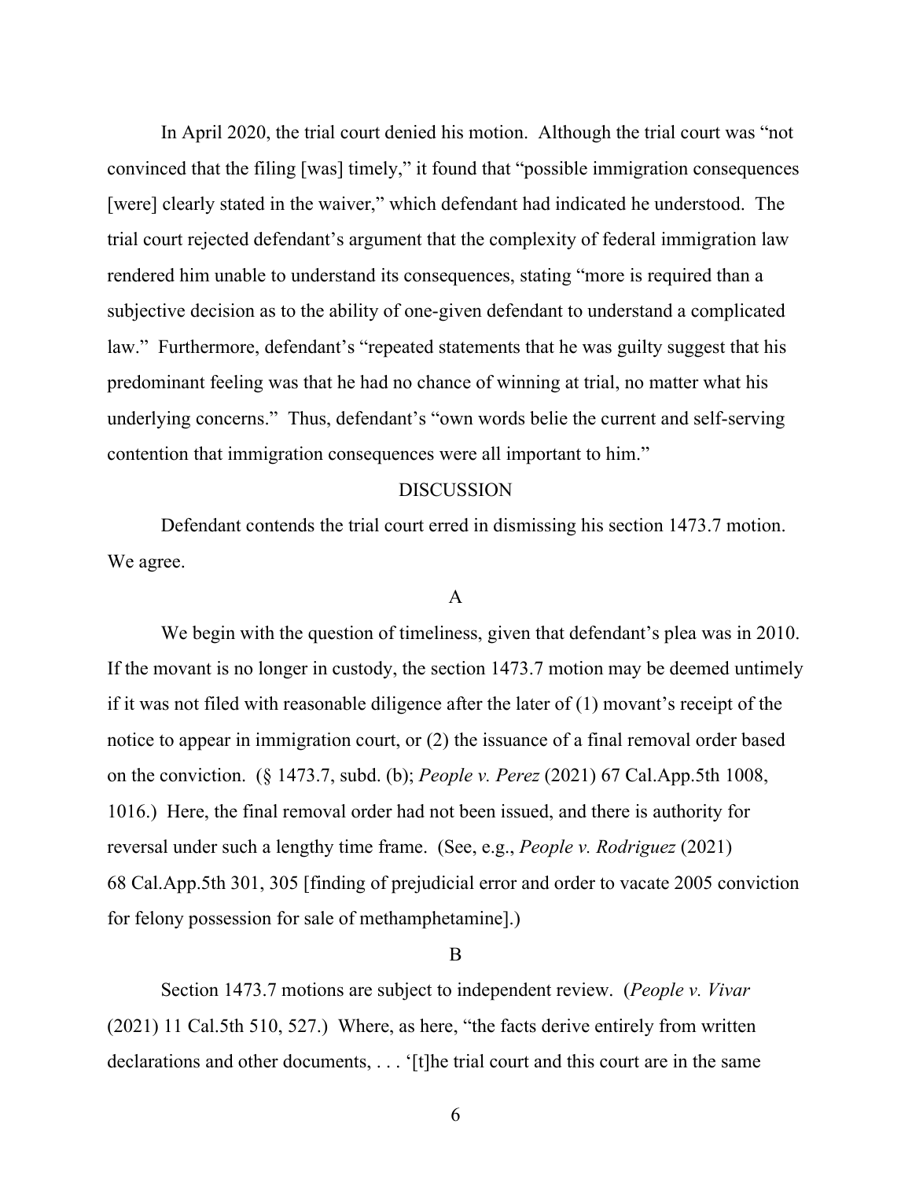In April 2020, the trial court denied his motion. Although the trial court was "not convinced that the filing [was] timely," it found that "possible immigration consequences [were] clearly stated in the waiver," which defendant had indicated he understood. The trial court rejected defendant's argument that the complexity of federal immigration law rendered him unable to understand its consequences, stating "more is required than a subjective decision as to the ability of one-given defendant to understand a complicated law." Furthermore, defendant's "repeated statements that he was guilty suggest that his predominant feeling was that he had no chance of winning at trial, no matter what his underlying concerns." Thus, defendant's "own words belie the current and self-serving contention that immigration consequences were all important to him."

## DISCUSSION

Defendant contends the trial court erred in dismissing his section 1473.7 motion. We agree.

### A

We begin with the question of timeliness, given that defendant's plea was in 2010. If the movant is no longer in custody, the section 1473.7 motion may be deemed untimely if it was not filed with reasonable diligence after the later of (1) movant's receipt of the notice to appear in immigration court, or (2) the issuance of a final removal order based on the conviction. (§ 1473.7, subd. (b); *People v. Perez* (2021) 67 Cal.App.5th 1008, 1016.) Here, the final removal order had not been issued, and there is authority for reversal under such a lengthy time frame. (See, e.g., *People v. Rodriguez* (2021) 68 Cal.App.5th 301, 305 [finding of prejudicial error and order to vacate 2005 conviction for felony possession for sale of methamphetamine].)

### B

Section 1473.7 motions are subject to independent review. (*People v. Vivar* (2021) 11 Cal.5th 510, 527.) Where, as here, "the facts derive entirely from written declarations and other documents, . . . '[t]he trial court and this court are in the same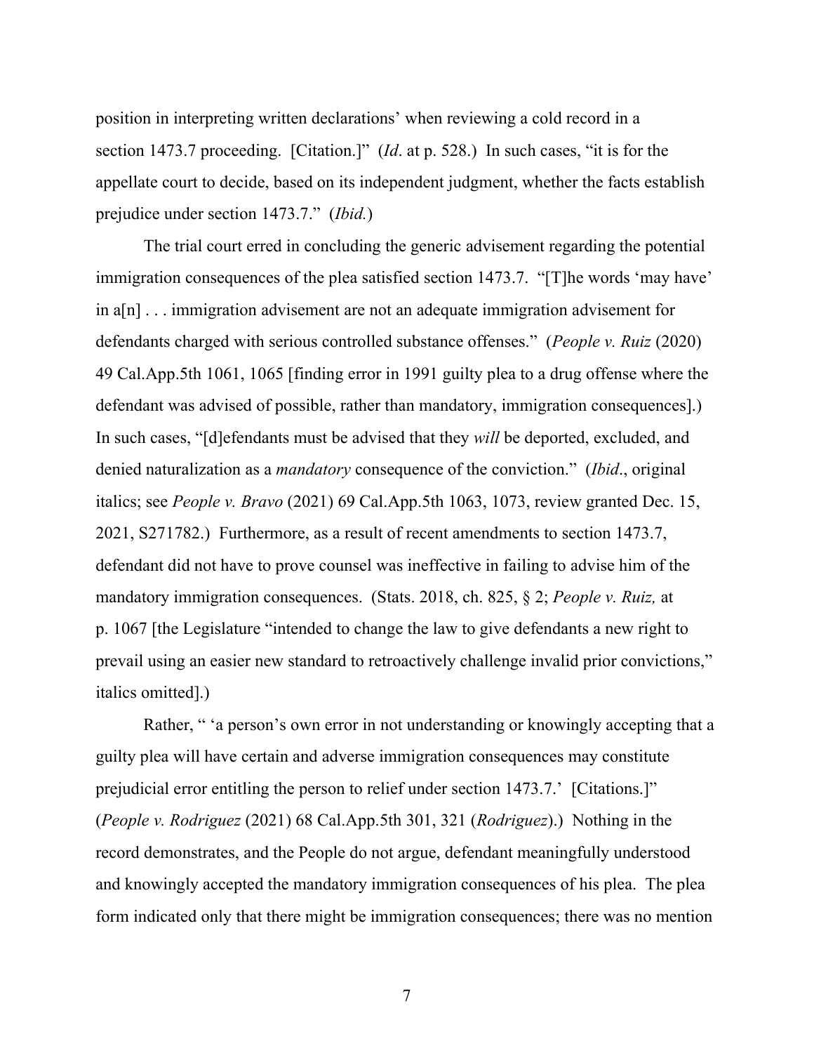position in interpreting written declarations' when reviewing a cold record in a section 1473.7 proceeding. [Citation.]" (*Id*. at p. 528.) In such cases, "it is for the appellate court to decide, based on its independent judgment, whether the facts establish prejudice under section 1473.7." (*Ibid.*)

The trial court erred in concluding the generic advisement regarding the potential immigration consequences of the plea satisfied section 1473.7. "[T]he words 'may have' in a[n] . . . immigration advisement are not an adequate immigration advisement for defendants charged with serious controlled substance offenses." (*People v. Ruiz* (2020) 49 Cal.App.5th 1061, 1065 [finding error in 1991 guilty plea to a drug offense where the defendant was advised of possible, rather than mandatory, immigration consequences].) In such cases, "[d]efendants must be advised that they *will* be deported, excluded, and denied naturalization as a *mandatory* consequence of the conviction." (*Ibid*., original italics; see *People v. Bravo* (2021) 69 Cal.App.5th 1063, 1073, review granted Dec. 15, 2021, S271782.) Furthermore, as a result of recent amendments to section 1473.7, defendant did not have to prove counsel was ineffective in failing to advise him of the mandatory immigration consequences. (Stats. 2018, ch. 825, § 2; *People v. Ruiz,* at p. 1067 [the Legislature "intended to change the law to give defendants a new right to prevail using an easier new standard to retroactively challenge invalid prior convictions," italics omitted].)

Rather, " 'a person's own error in not understanding or knowingly accepting that a guilty plea will have certain and adverse immigration consequences may constitute prejudicial error entitling the person to relief under section 1473.7.' [Citations.]" (*People v. Rodriguez* (2021) 68 Cal.App.5th 301, 321 (*Rodriguez*).) Nothing in the record demonstrates, and the People do not argue, defendant meaningfully understood and knowingly accepted the mandatory immigration consequences of his plea. The plea form indicated only that there might be immigration consequences; there was no mention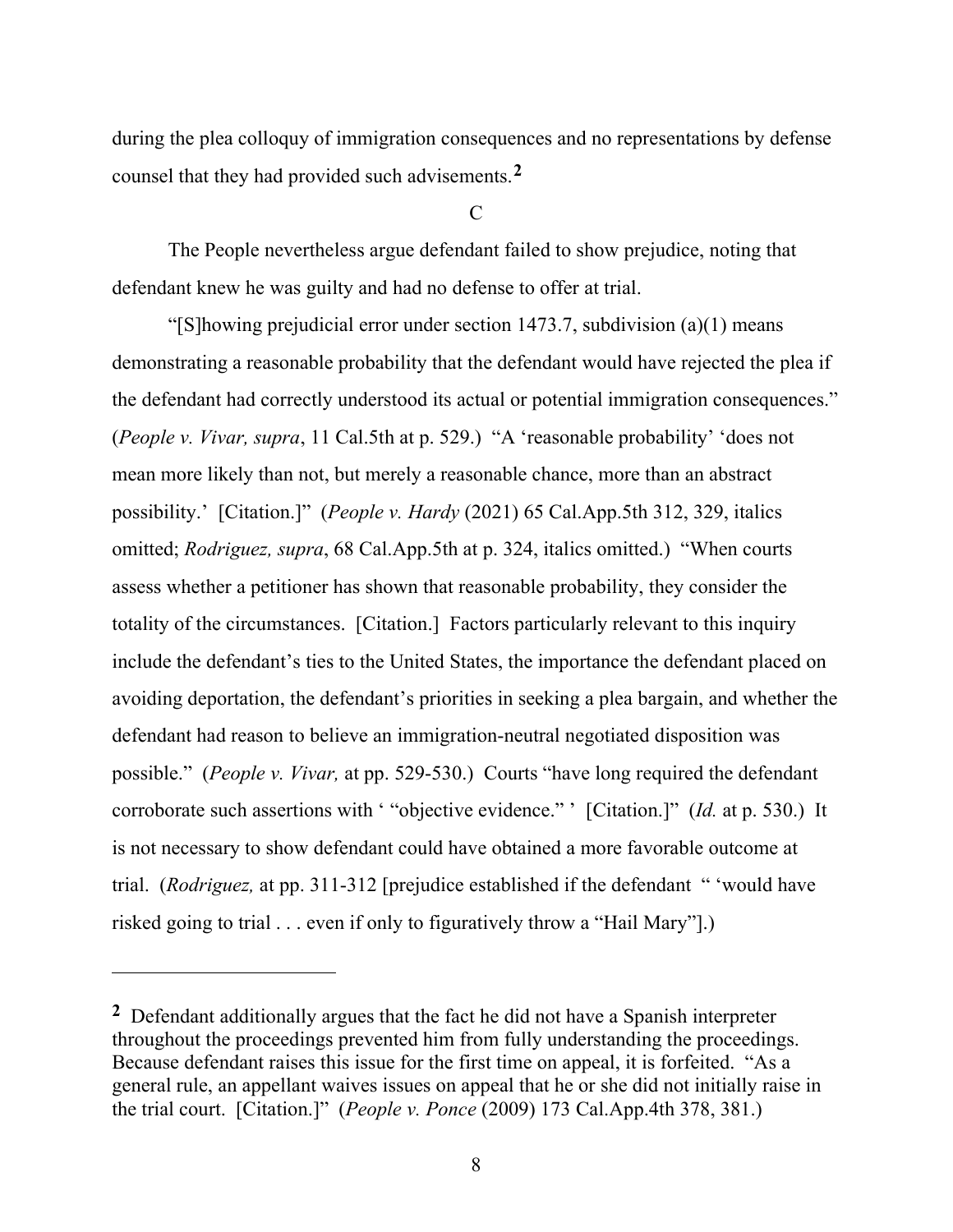during the plea colloquy of immigration consequences and no representations by defense counsel that they had provided such advisements.[2]

C

The People nevertheless argue defendant failed to show prejudice, noting that defendant knew he was guilty and had no defense to offer at trial.

"[S]howing prejudicial error under section 1473.7, subdivision (a)(1) means demonstrating a reasonable probability that the defendant would have rejected the plea if the defendant had correctly understood its actual or potential immigration consequences." (*People v. Vivar, supra*, 11 Cal.5th at p. 529.) "A 'reasonable probability' 'does not mean more likely than not, but merely a reasonable chance, more than an abstract possibility.' [Citation.]" (*People v. Hardy* (2021) 65 Cal.App.5th 312, 329, italics omitted; *Rodriguez, supra*, 68 Cal.App.5th at p. 324, italics omitted.) "When courts assess whether a petitioner has shown that reasonable probability, they consider the totality of the circumstances. [Citation.] Factors particularly relevant to this inquiry include the defendant's ties to the United States, the importance the defendant placed on avoiding deportation, the defendant's priorities in seeking a plea bargain, and whether the defendant had reason to believe an immigration-neutral negotiated disposition was possible." (*People v. Vivar,* at pp. 529-530.) Courts "have long required the defendant corroborate such assertions with ' "objective evidence." ' [Citation.]" (*Id.* at p. 530.) It is not necessary to show defendant could have obtained a more favorable outcome at trial. (*Rodriguez,* at pp. 311-312 [prejudice established if the defendant " 'would have risked going to trial . . . even if only to figuratively throw a "Hail Mary"].)

---

[2] Defendant additionally argues that the fact he did not have a Spanish interpreter throughout the proceedings prevented him from fully understanding the proceedings. Because defendant raises this issue for the first time on appeal, it is forfeited. "As a general rule, an appellant waives issues on appeal that he or she did not initially raise in the trial court. [Citation.]" (*People v. Ponce* (2009) 173 Cal.App.4th 378, 381.)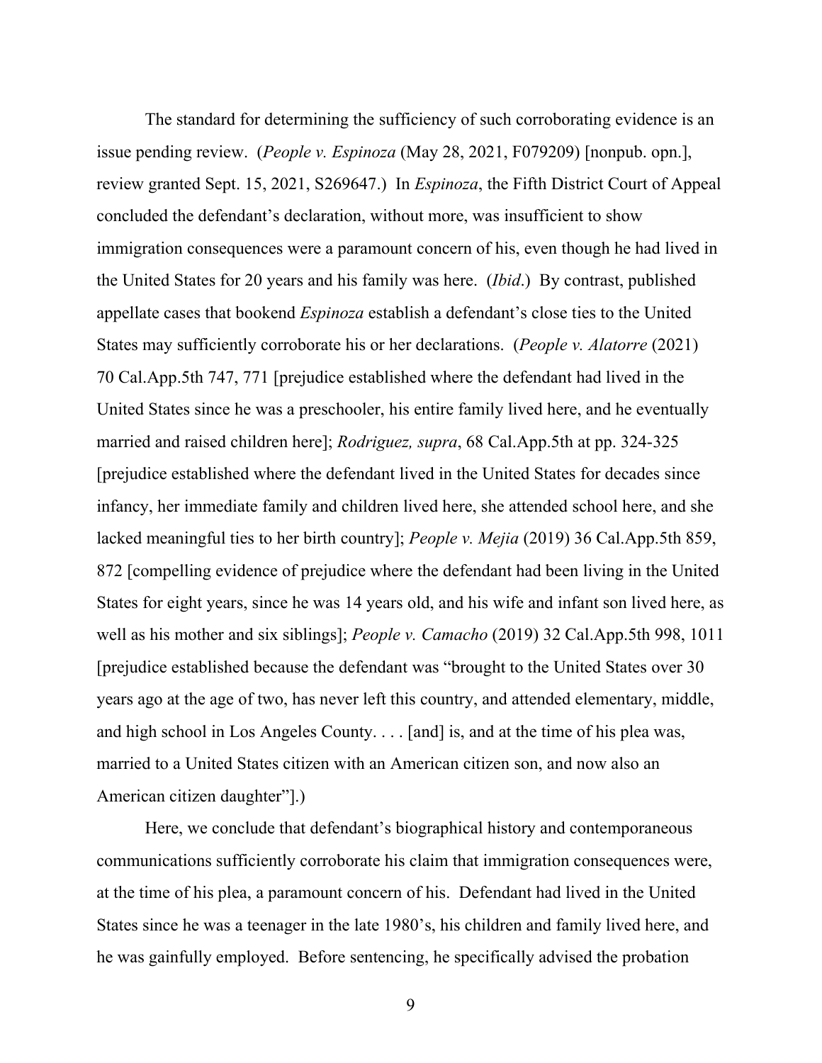The standard for determining the sufficiency of such corroborating evidence is an issue pending review. (*People v. Espinoza* (May 28, 2021, F079209) [nonpub. opn.], review granted Sept. 15, 2021, S269647.) In *Espinoza*, the Fifth District Court of Appeal concluded the defendant's declaration, without more, was insufficient to show immigration consequences were a paramount concern of his, even though he had lived in the United States for 20 years and his family was here. (*Ibid*.) By contrast, published appellate cases that bookend *Espinoza* establish a defendant's close ties to the United States may sufficiently corroborate his or her declarations. (*People v. Alatorre* (2021) 70 Cal.App.5th 747, 771 [prejudice established where the defendant had lived in the United States since he was a preschooler, his entire family lived here, and he eventually married and raised children here]; *Rodriguez, supra*, 68 Cal.App.5th at pp. 324-325 [prejudice established where the defendant lived in the United States for decades since infancy, her immediate family and children lived here, she attended school here, and she lacked meaningful ties to her birth country]; *People v. Mejia* (2019) 36 Cal.App.5th 859, 872 [compelling evidence of prejudice where the defendant had been living in the United States for eight years, since he was 14 years old, and his wife and infant son lived here, as well as his mother and six siblings]; *People v. Camacho* (2019) 32 Cal.App.5th 998, 1011 [prejudice established because the defendant was "brought to the United States over 30 years ago at the age of two, has never left this country, and attended elementary, middle, and high school in Los Angeles County. . . . [and] is, and at the time of his plea was, married to a United States citizen with an American citizen son, and now also an American citizen daughter"].)

Here, we conclude that defendant's biographical history and contemporaneous communications sufficiently corroborate his claim that immigration consequences were, at the time of his plea, a paramount concern of his. Defendant had lived in the United States since he was a teenager in the late 1980's, his children and family lived here, and he was gainfully employed. Before sentencing, he specifically advised the probation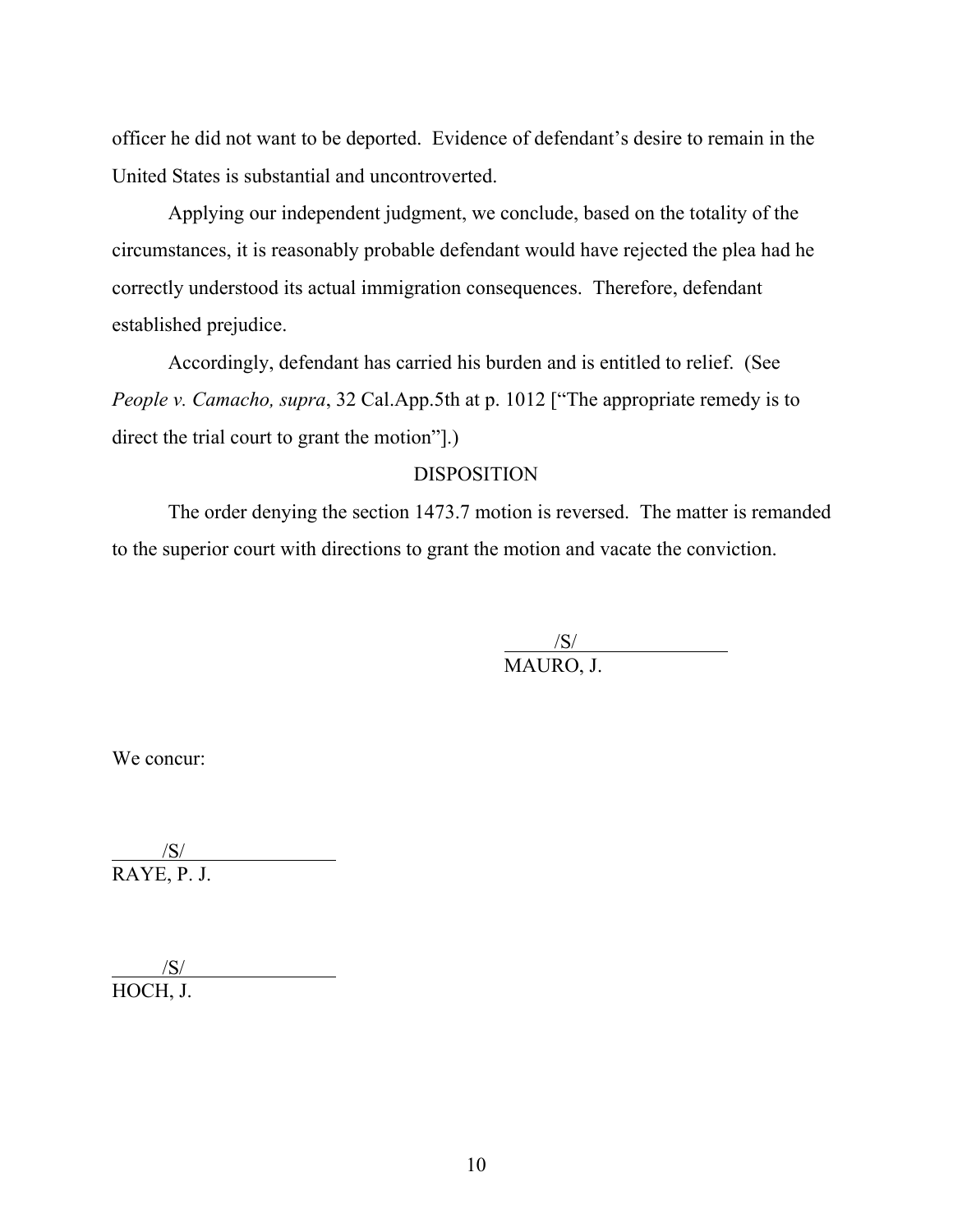officer he did not want to be deported. Evidence of defendant's desire to remain in the United States is substantial and uncontroverted.

Applying our independent judgment, we conclude, based on the totality of the circumstances, it is reasonably probable defendant would have rejected the plea had he correctly understood its actual immigration consequences. Therefore, defendant established prejudice.

Accordingly, defendant has carried his burden and is entitled to relief. (See *People v. Camacho, supra*, 32 Cal.App.5th at p. 1012 ["The appropriate remedy is to direct the trial court to grant the motion"].)

## DISPOSITION

The order denying the section 1473.7 motion is reversed. The matter is remanded to the superior court with directions to grant the motion and vacate the conviction.

/S/
MAURO, J.

We concur:

/S/
RAYE, P. J.

/S/
HOCH, J.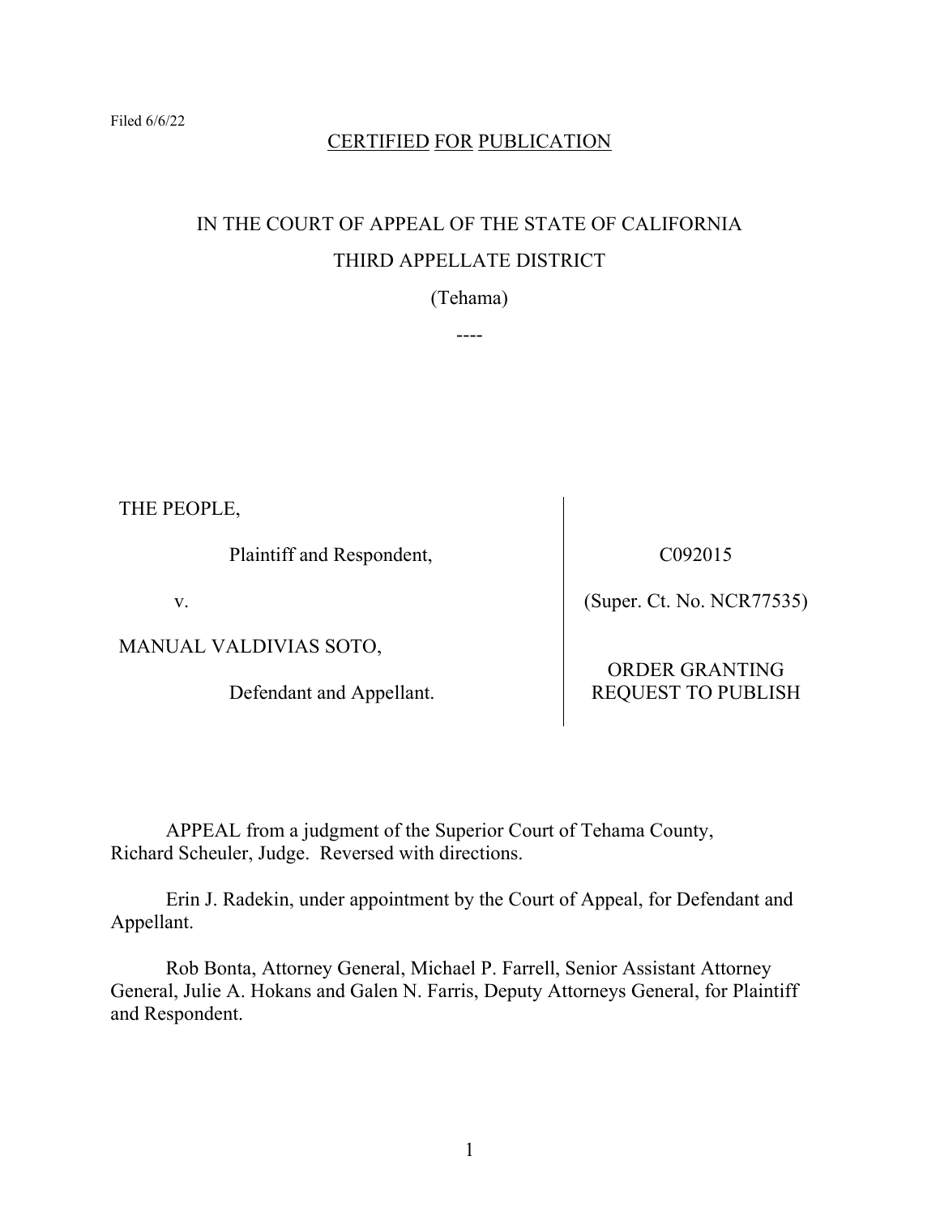Filed 6/6/22

CERTIFIED FOR PUBLICATION

IN THE COURT OF APPEAL OF THE STATE OF CALIFORNIA

THIRD APPELLATE DISTRICT

(Tehama)

----

| | |
|---|---|
| THE PEOPLE,<br><br>Plaintiff and Respondent,<br><br>v.<br><br>MANUAL VALDIVIAS SOTO,<br><br>Defendant and Appellant. | C092015<br><br>(Super. Ct. No. NCR77535)<br><br>ORDER GRANTING REQUEST TO PUBLISH |

APPEAL from a judgment of the Superior Court of Tehama County, Richard Scheuler, Judge. Reversed with directions.

Erin J. Radekin, under appointment by the Court of Appeal, for Defendant and Appellant.

Rob Bonta, Attorney General, Michael P. Farrell, Senior Assistant Attorney General, Julie A. Hokans and Galen N. Farris, Deputy Attorneys General, for Plaintiff and Respondent.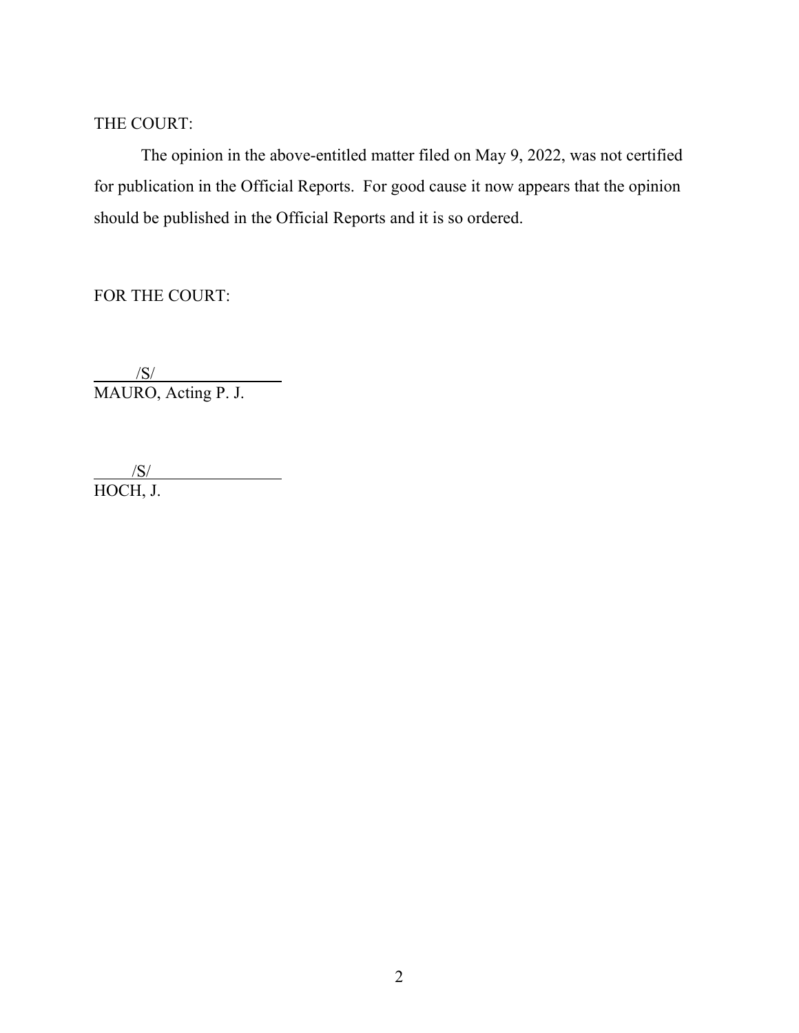THE COURT:

The opinion in the above-entitled matter filed on May 9, 2022, was not certified for publication in the Official Reports. For good cause it now appears that the opinion should be published in the Official Reports and it is so ordered.

FOR THE COURT:

/S/

MAURO, Acting P. J.

/S/

HOCH, J.